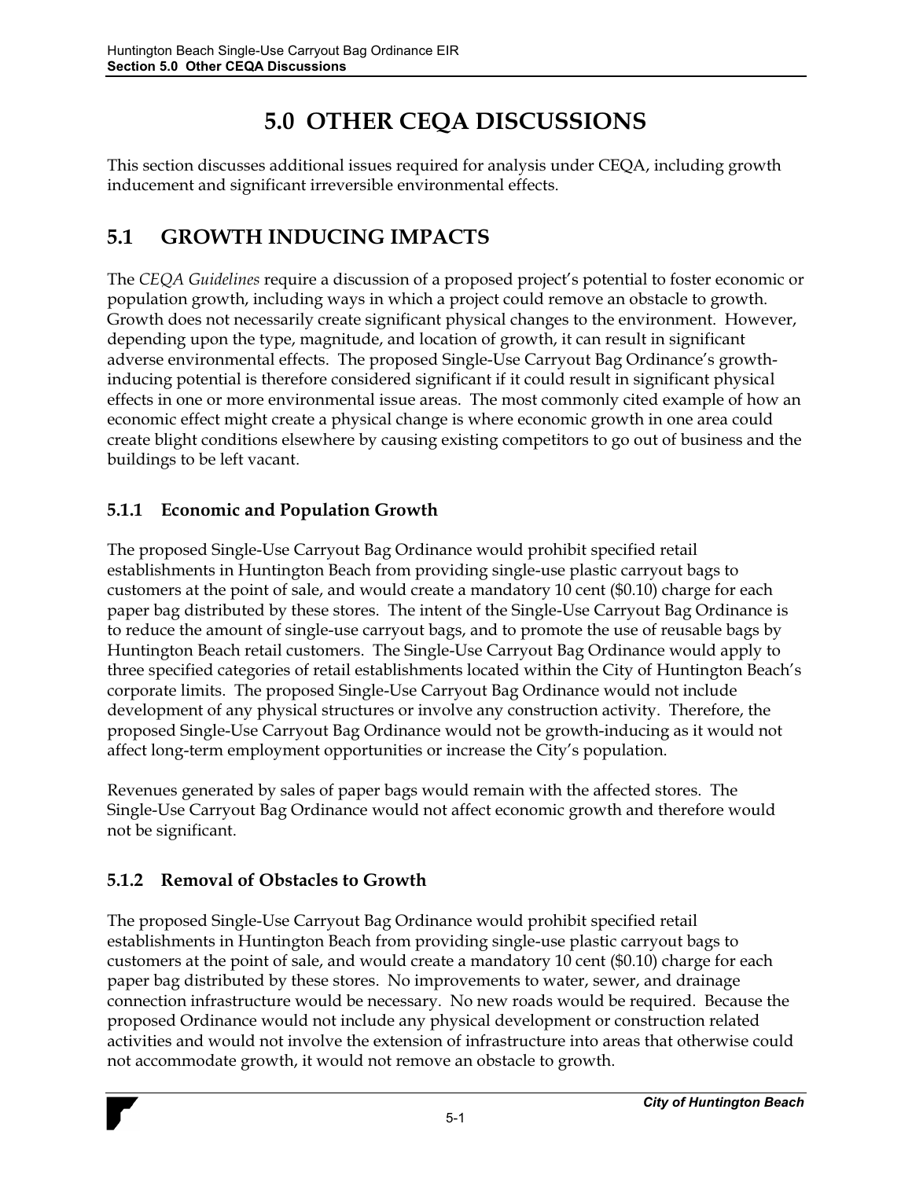# 5.0 OTHER CEQA DISCUSSIONS

This section discusses additional issues required for analysis under CEQA, including growth inducement and significant irreversible environmental effects.

## 5.1 GROWTH INDUCING IMPACTS

The *CEQA Guidelines* require a discussion of a proposed project's potential to foster economic or population growth, including ways in which a project could remove an obstacle to growth. Growth does not necessarily create significant physical changes to the environment. However, depending upon the type, magnitude, and location of growth, it can result in significant adverse environmental effects. The proposed Single-Use Carryout Bag Ordinance's growth-inducing potential is therefore considered significant if it could result in significant physical effects in one or more environmental issue areas. The most commonly cited example of how an economic effect might create a physical change is where economic growth in one area could create blight conditions elsewhere by causing existing competitors to go out of business and the buildings to be left vacant.

### 5.1.1 Economic and Population Growth

The proposed Single-Use Carryout Bag Ordinance would prohibit specified retail establishments in Huntington Beach from providing single-use plastic carryout bags to customers at the point of sale, and would create a mandatory 10 cent ($0.10) charge for each paper bag distributed by these stores. The intent of the Single-Use Carryout Bag Ordinance is to reduce the amount of single-use carryout bags, and to promote the use of reusable bags by Huntington Beach retail customers. The Single-Use Carryout Bag Ordinance would apply to three specified categories of retail establishments located within the City of Huntington Beach's corporate limits. The proposed Single-Use Carryout Bag Ordinance would not include development of any physical structures or involve any construction activity. Therefore, the proposed Single-Use Carryout Bag Ordinance would not be growth-inducing as it would not affect long-term employment opportunities or increase the City's population.

Revenues generated by sales of paper bags would remain with the affected stores. The Single-Use Carryout Bag Ordinance would not affect economic growth and therefore would not be significant.

### 5.1.2 Removal of Obstacles to Growth

The proposed Single-Use Carryout Bag Ordinance would prohibit specified retail establishments in Huntington Beach from providing single-use plastic carryout bags to customers at the point of sale, and would create a mandatory 10 cent ($0.10) charge for each paper bag distributed by these stores. No improvements to water, sewer, and drainage connection infrastructure would be necessary. No new roads would be required. Because the proposed Ordinance would not include any physical development or construction related activities and would not involve the extension of infrastructure into areas that otherwise could not accommodate growth, it would not remove an obstacle to growth.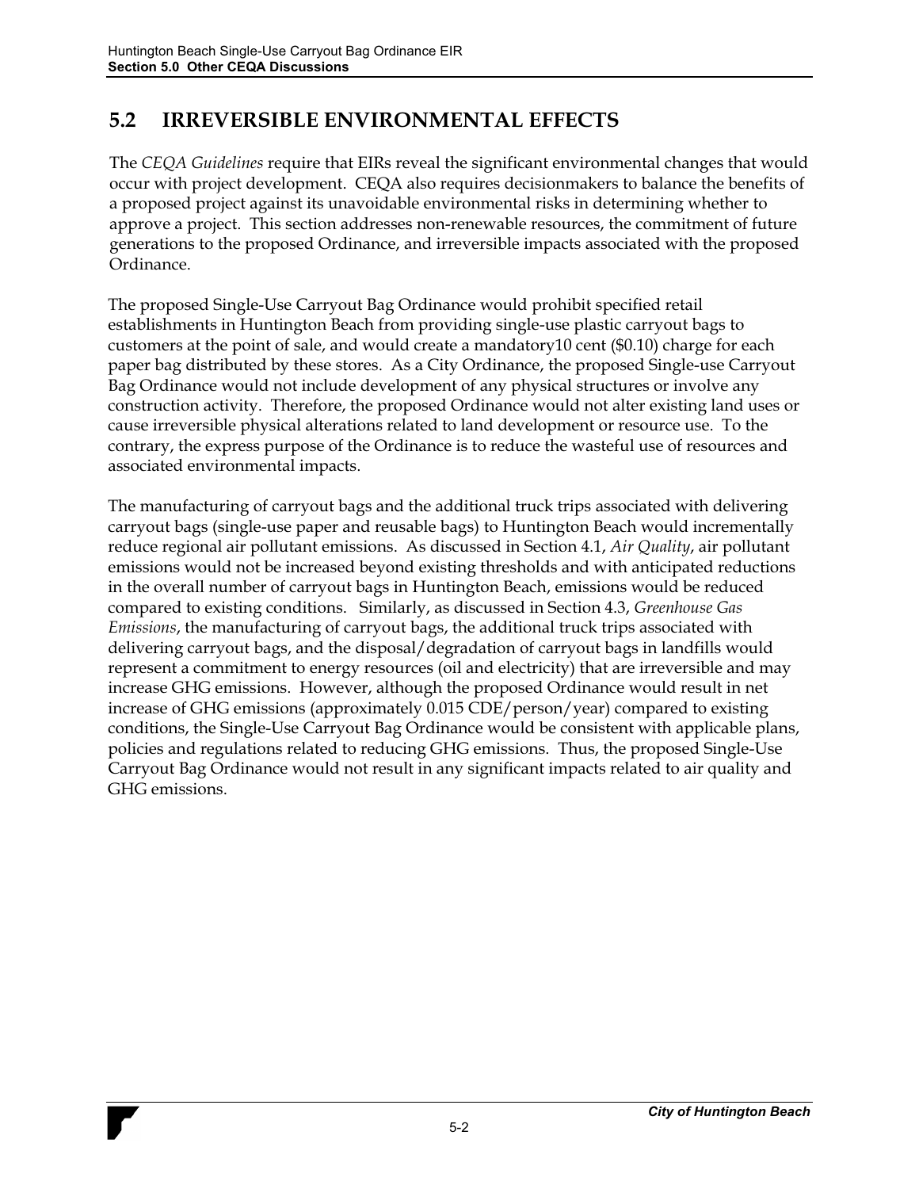## 5.2 IRREVERSIBLE ENVIRONMENTAL EFFECTS

The *CEQA Guidelines* require that EIRs reveal the significant environmental changes that would occur with project development. CEQA also requires decisionmakers to balance the benefits of a proposed project against its unavoidable environmental risks in determining whether to approve a project. This section addresses non-renewable resources, the commitment of future generations to the proposed Ordinance, and irreversible impacts associated with the proposed Ordinance.

The proposed Single-Use Carryout Bag Ordinance would prohibit specified retail establishments in Huntington Beach from providing single-use plastic carryout bags to customers at the point of sale, and would create a mandatory10 cent ($0.10) charge for each paper bag distributed by these stores. As a City Ordinance, the proposed Single-use Carryout Bag Ordinance would not include development of any physical structures or involve any construction activity. Therefore, the proposed Ordinance would not alter existing land uses or cause irreversible physical alterations related to land development or resource use. To the contrary, the express purpose of the Ordinance is to reduce the wasteful use of resources and associated environmental impacts.

The manufacturing of carryout bags and the additional truck trips associated with delivering carryout bags (single-use paper and reusable bags) to Huntington Beach would incrementally reduce regional air pollutant emissions. As discussed in Section 4.1, *Air Quality*, air pollutant emissions would not be increased beyond existing thresholds and with anticipated reductions in the overall number of carryout bags in Huntington Beach, emissions would be reduced compared to existing conditions. Similarly, as discussed in Section 4.3, *Greenhouse Gas Emissions*, the manufacturing of carryout bags, the additional truck trips associated with delivering carryout bags, and the disposal/degradation of carryout bags in landfills would represent a commitment to energy resources (oil and electricity) that are irreversible and may increase GHG emissions. However, although the proposed Ordinance would result in net increase of GHG emissions (approximately 0.015 CDE/person/year) compared to existing conditions, the Single-Use Carryout Bag Ordinance would be consistent with applicable plans, policies and regulations related to reducing GHG emissions. Thus, the proposed Single-Use Carryout Bag Ordinance would not result in any significant impacts related to air quality and GHG emissions.